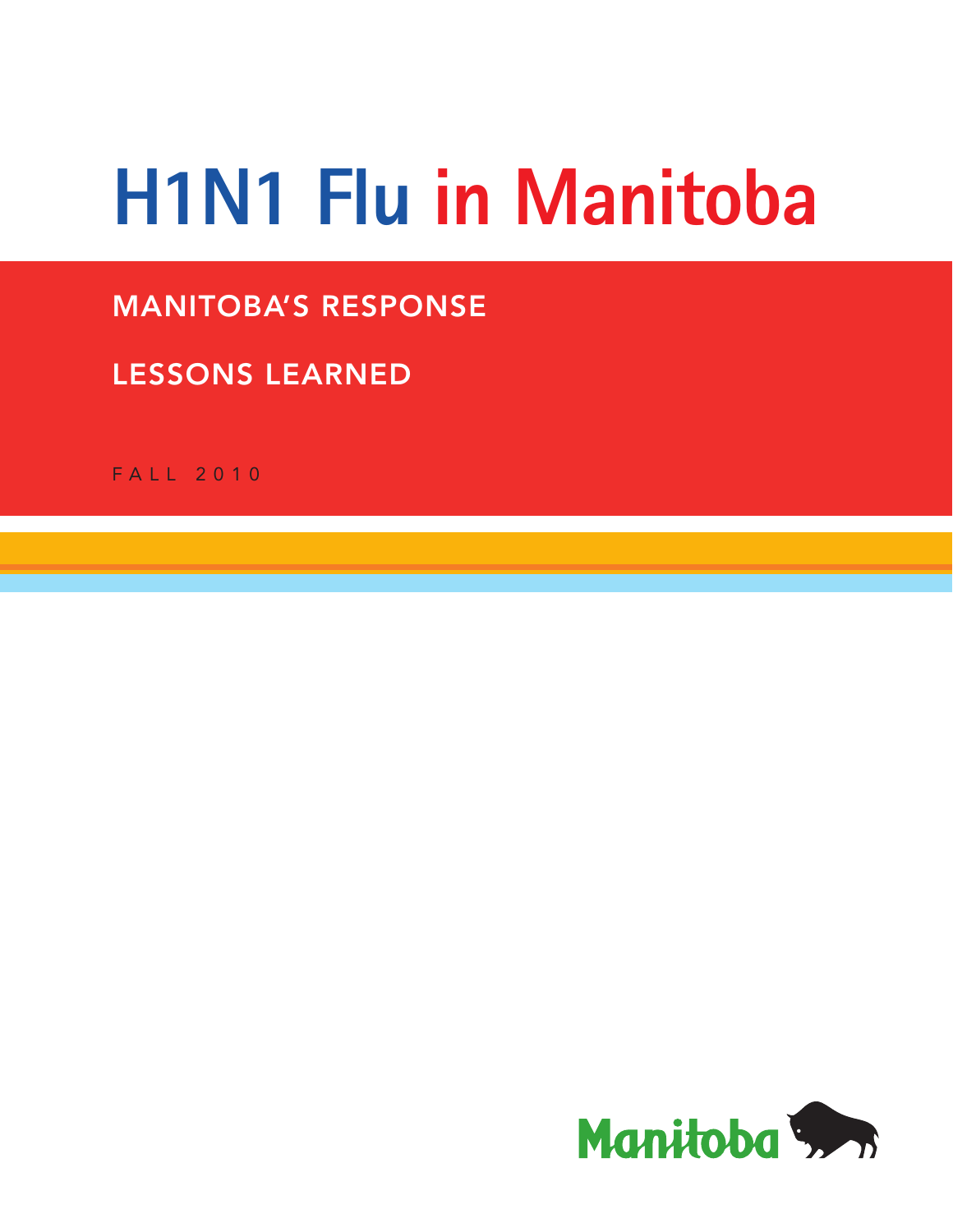# H1N1 Flu in Manitoba

## MANITOBA'S RESPONSE

## LESSONS LEARNED

FALL 2010

Manitoba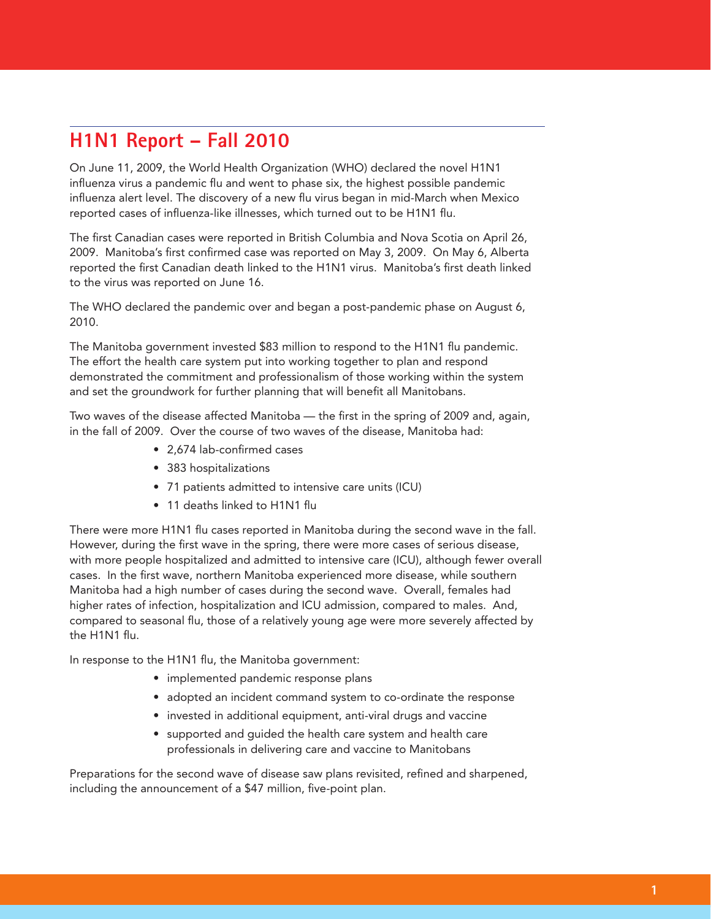## H1N1 Report – Fall 2010

On June 11, 2009, the World Health Organization (WHO) declared the novel H1N1 influenza virus a pandemic flu and went to phase six, the highest possible pandemic influenza alert level. The discovery of a new flu virus began in mid-March when Mexico reported cases of influenza-like illnesses, which turned out to be H1N1 flu.

The first Canadian cases were reported in British Columbia and Nova Scotia on April 26, 2009. Manitoba's first confirmed case was reported on May 3, 2009. On May 6, Alberta reported the first Canadian death linked to the H1N1 virus. Manitoba's first death linked to the virus was reported on June 16.

The WHO declared the pandemic over and began a post-pandemic phase on August 6, 2010.

The Manitoba government invested $83 million to respond to the H1N1 flu pandemic. The effort the health care system put into working together to plan and respond demonstrated the commitment and professionalism of those working within the system and set the groundwork for further planning that will benefit all Manitobans.

Two waves of the disease affected Manitoba — the first in the spring of 2009 and, again, in the fall of 2009. Over the course of two waves of the disease, Manitoba had:

- 2,674 lab-confirmed cases
- 383 hospitalizations
- 71 patients admitted to intensive care units (ICU)
- 11 deaths linked to H1N1 flu

There were more H1N1 flu cases reported in Manitoba during the second wave in the fall. However, during the first wave in the spring, there were more cases of serious disease, with more people hospitalized and admitted to intensive care (ICU), although fewer overall cases. In the first wave, northern Manitoba experienced more disease, while southern Manitoba had a high number of cases during the second wave. Overall, females had higher rates of infection, hospitalization and ICU admission, compared to males. And, compared to seasonal flu, those of a relatively young age were more severely affected by the H1N1 flu.

In response to the H1N1 flu, the Manitoba government:

- implemented pandemic response plans
- adopted an incident command system to co-ordinate the response
- invested in additional equipment, anti-viral drugs and vaccine
- supported and guided the health care system and health care professionals in delivering care and vaccine to Manitobans

Preparations for the second wave of disease saw plans revisited, refined and sharpened, including the announcement of a $47 million, five-point plan.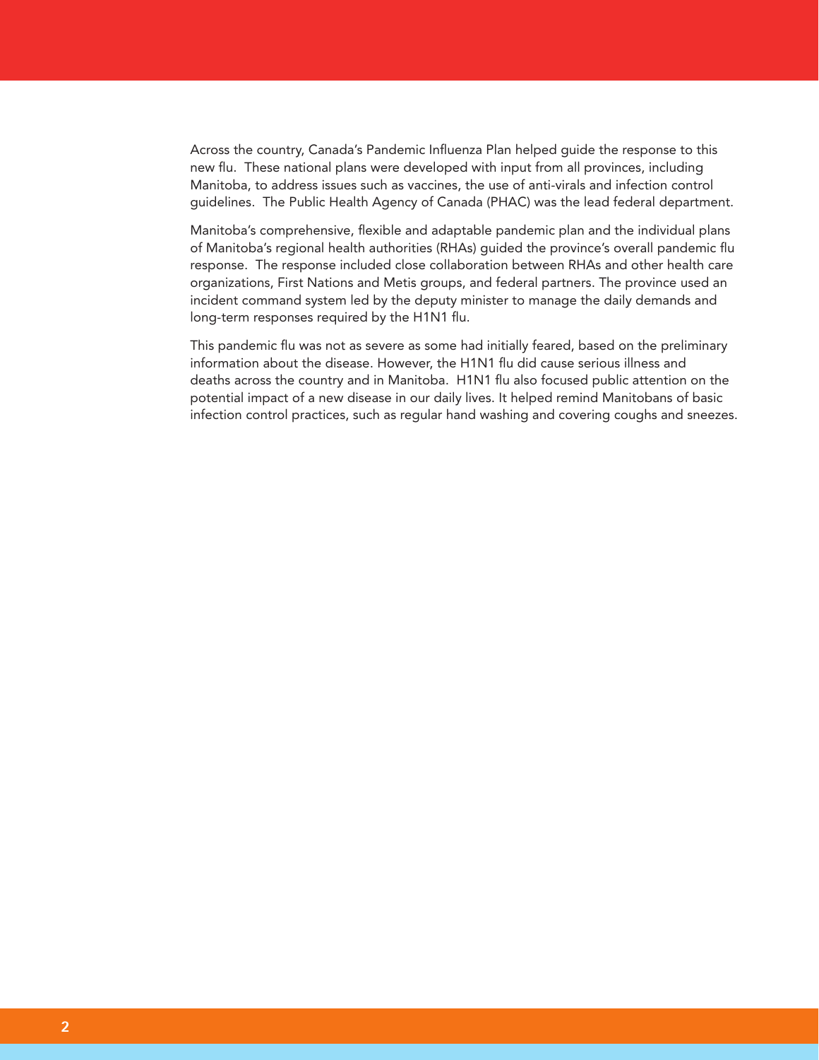Across the country, Canada's Pandemic Influenza Plan helped guide the response to this new flu. These national plans were developed with input from all provinces, including Manitoba, to address issues such as vaccines, the use of anti-virals and infection control guidelines. The Public Health Agency of Canada (PHAC) was the lead federal department.

Manitoba's comprehensive, flexible and adaptable pandemic plan and the individual plans of Manitoba's regional health authorities (RHAs) guided the province's overall pandemic flu response. The response included close collaboration between RHAs and other health care organizations, First Nations and Metis groups, and federal partners. The province used an incident command system led by the deputy minister to manage the daily demands and long-term responses required by the H1N1 flu.

This pandemic flu was not as severe as some had initially feared, based on the preliminary information about the disease. However, the H1N1 flu did cause serious illness and deaths across the country and in Manitoba. H1N1 flu also focused public attention on the potential impact of a new disease in our daily lives. It helped remind Manitobans of basic infection control practices, such as regular hand washing and covering coughs and sneezes.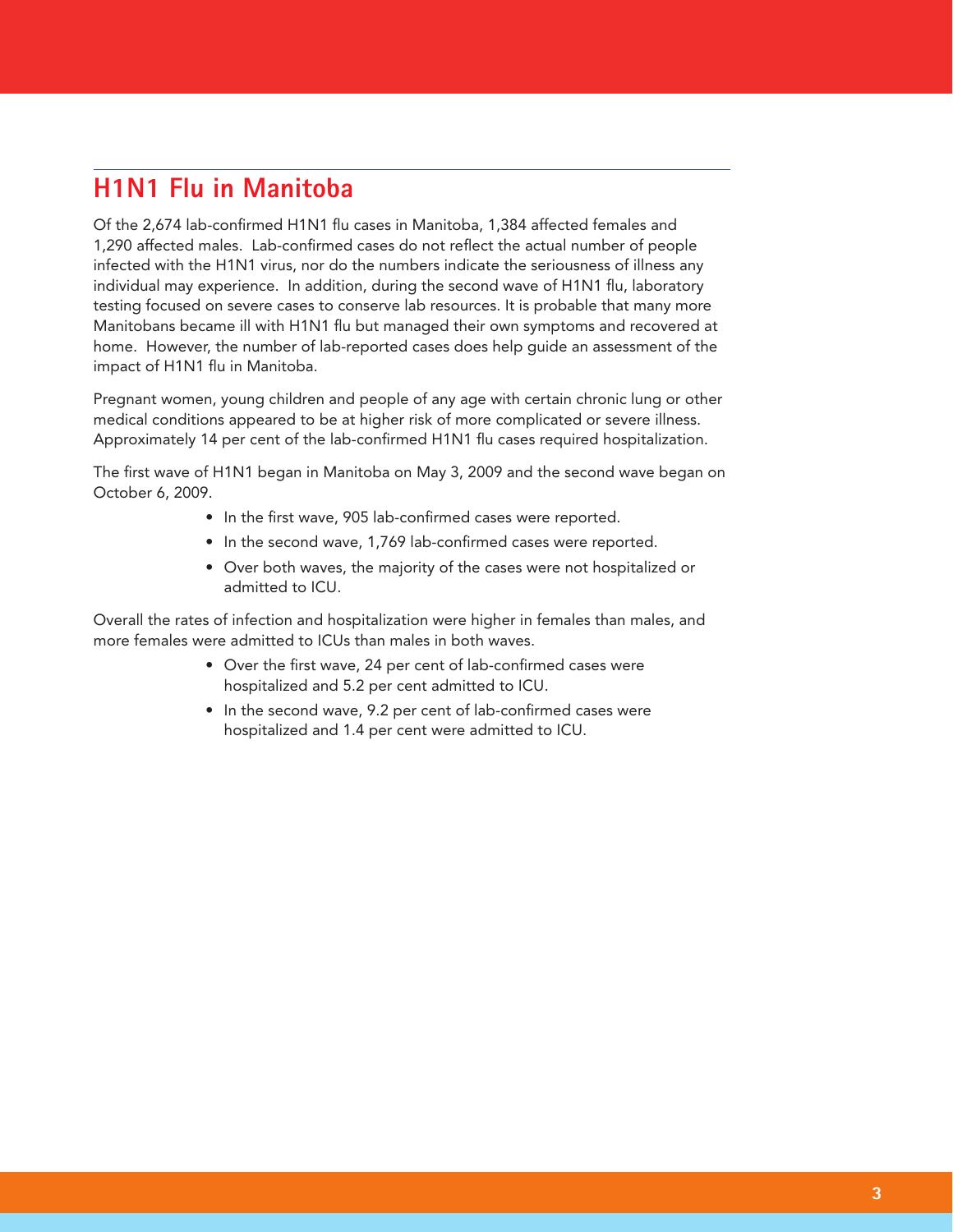## H1N1 Flu in Manitoba

Of the 2,674 lab-confirmed H1N1 flu cases in Manitoba, 1,384 affected females and 1,290 affected males. Lab-confirmed cases do not reflect the actual number of people infected with the H1N1 virus, nor do the numbers indicate the seriousness of illness any individual may experience. In addition, during the second wave of H1N1 flu, laboratory testing focused on severe cases to conserve lab resources. It is probable that many more Manitobans became ill with H1N1 flu but managed their own symptoms and recovered at home. However, the number of lab-reported cases does help guide an assessment of the impact of H1N1 flu in Manitoba.

Pregnant women, young children and people of any age with certain chronic lung or other medical conditions appeared to be at higher risk of more complicated or severe illness. Approximately 14 per cent of the lab-confirmed H1N1 flu cases required hospitalization.

The first wave of H1N1 began in Manitoba on May 3, 2009 and the second wave began on October 6, 2009.

- In the first wave, 905 lab-confirmed cases were reported.
- In the second wave, 1,769 lab-confirmed cases were reported.
- Over both waves, the majority of the cases were not hospitalized or admitted to ICU.

Overall the rates of infection and hospitalization were higher in females than males, and more females were admitted to ICUs than males in both waves.

- Over the first wave, 24 per cent of lab-confirmed cases were hospitalized and 5.2 per cent admitted to ICU.
- In the second wave, 9.2 per cent of lab-confirmed cases were hospitalized and 1.4 per cent were admitted to ICU.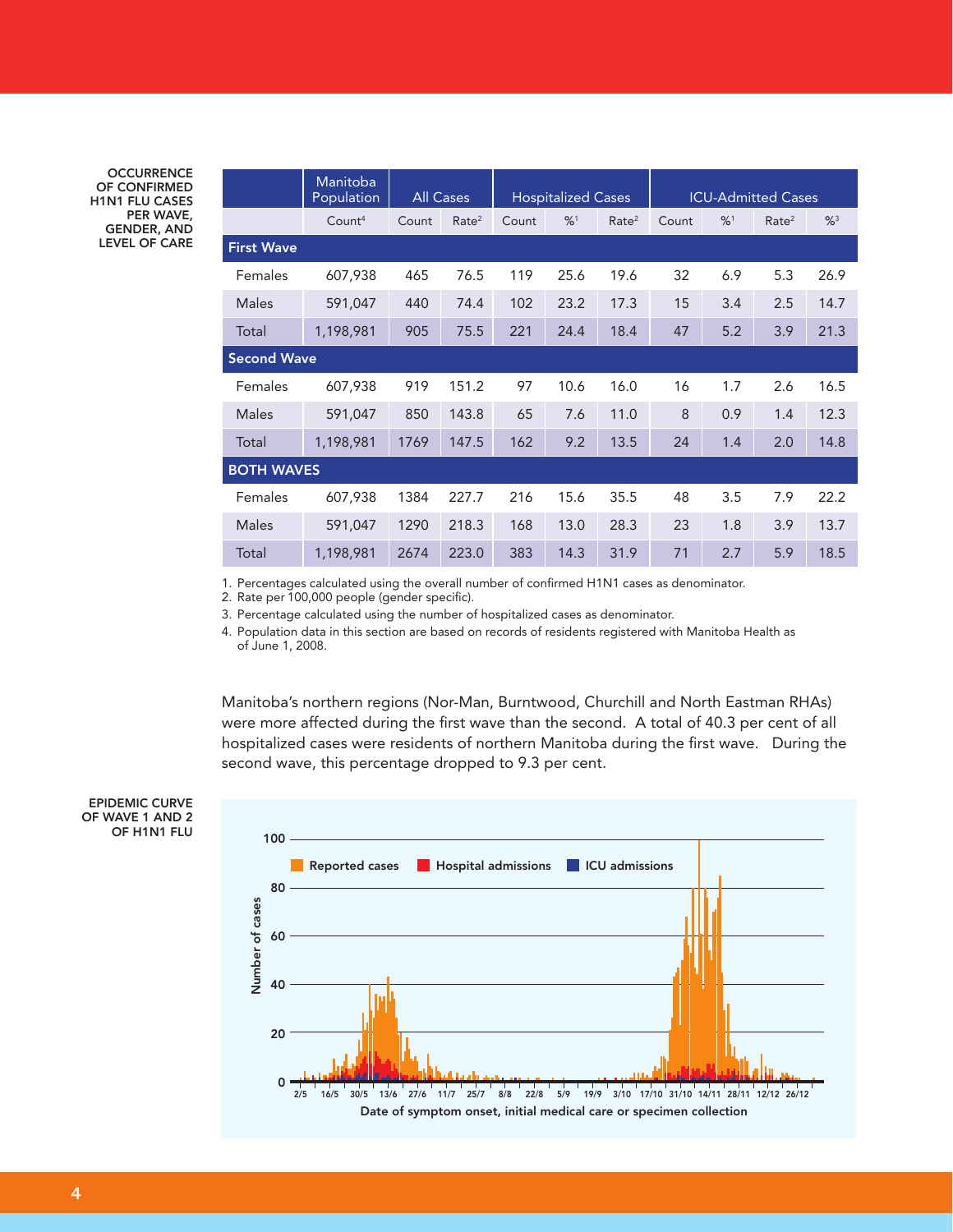**OCCURRENCE OF CONFIRMED H1N1 FLU CASES PER WAVE, GENDER, AND LEVEL OF CARE**

| | Manitoba Population | All Cases | | Hospitalized Cases | | | ICU-Admitted Cases | | | |
|---|---|---|---|---|---|---|---|---|---|---|
| | Count[4] | Count | Rate[2] | Count | %[1] | Rate[2] | Count | %[1] | Rate[2] | %[3] |
| **First Wave** | | | | | | | | | | |
| Females | 607,938 | 465 | 76.5 | 119 | 25.6 | 19.6 | 32 | 6.9 | 5.3 | 26.9 |
| Males | 591,047 | 440 | 74.4 | 102 | 23.2 | 17.3 | 15 | 3.4 | 2.5 | 14.7 |
| Total | 1,198,981 | 905 | 75.5 | 221 | 24.4 | 18.4 | 47 | 5.2 | 3.9 | 21.3 |
| **Second Wave** | | | | | | | | | | |
| Females | 607,938 | 919 | 151.2 | 97 | 10.6 | 16.0 | 16 | 1.7 | 2.6 | 16.5 |
| Males | 591,047 | 850 | 143.8 | 65 | 7.6 | 11.0 | 8 | 0.9 | 1.4 | 12.3 |
| Total | 1,198,981 | 1769 | 147.5 | 162 | 9.2 | 13.5 | 24 | 1.4 | 2.0 | 14.8 |
| **BOTH WAVES** | | | | | | | | | | |
| Females | 607,938 | 1384 | 227.7 | 216 | 15.6 | 35.5 | 48 | 3.5 | 7.9 | 22.2 |
| Males | 591,047 | 1290 | 218.3 | 168 | 13.0 | 28.3 | 23 | 1.8 | 3.9 | 13.7 |
| Total | 1,198,981 | 2674 | 223.0 | 383 | 14.3 | 31.9 | 71 | 2.7 | 5.9 | 18.5 |

1. Percentages calculated using the overall number of confirmed H1N1 cases as denominator.
2. Rate per 100,000 people (gender specific).
3. Percentage calculated using the number of hospitalized cases as denominator.
4. Population data in this section are based on records of residents registered with Manitoba Health as of June 1, 2008.

Manitoba's northern regions (Nor-Man, Burntwood, Churchill and North Eastman RHAs) were more affected during the first wave than the second. A total of 40.3 per cent of all hospitalized cases were residents of northern Manitoba during the first wave. During the second wave, this percentage dropped to 9.3 per cent.

**EPIDEMIC CURVE OF WAVE 1 AND 2 OF H1N1 FLU**

Reported cases | Hospital admissions | ICU admissions

Number of cases (0–100)

Date of symptom onset, initial medical care or specimen collection (2/5, 16/5, 30/5, 13/6, 27/6, 11/7, 25/7, 8/8, 22/8, 5/9, 19/9, 3/10, 17/10, 31/10, 14/11, 28/11, 12/12, 26/12)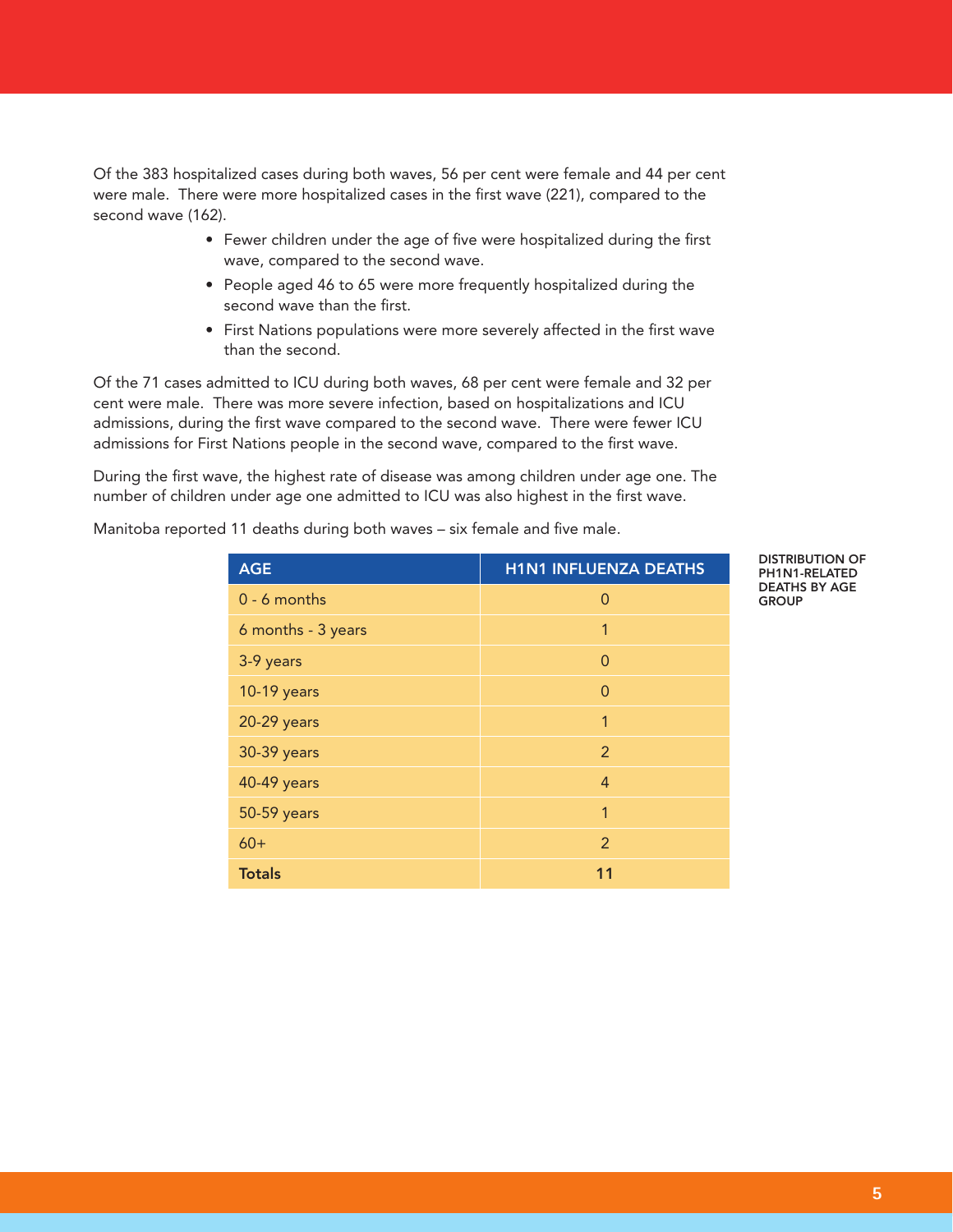Of the 383 hospitalized cases during both waves, 56 per cent were female and 44 per cent were male. There were more hospitalized cases in the first wave (221), compared to the second wave (162).

- Fewer children under the age of five were hospitalized during the first wave, compared to the second wave.
- People aged 46 to 65 were more frequently hospitalized during the second wave than the first.
- First Nations populations were more severely affected in the first wave than the second.

Of the 71 cases admitted to ICU during both waves, 68 per cent were female and 32 per cent were male. There was more severe infection, based on hospitalizations and ICU admissions, during the first wave compared to the second wave. There were fewer ICU admissions for First Nations people in the second wave, compared to the first wave.

During the first wave, the highest rate of disease was among children under age one. The number of children under age one admitted to ICU was also highest in the first wave.

Manitoba reported 11 deaths during both waves – six female and five male.

DISTRIBUTION OF PH1N1-RELATED DEATHS BY AGE GROUP

| AGE | H1N1 INFLUENZA DEATHS |
|---|---|
| 0 - 6 months | 0 |
| 6 months - 3 years | 1 |
| 3-9 years | 0 |
| 10-19 years | 0 |
| 20-29 years | 1 |
| 30-39 years | 2 |
| 40-49 years | 4 |
| 50-59 years | 1 |
| 60+ | 2 |
| **Totals** | **11** |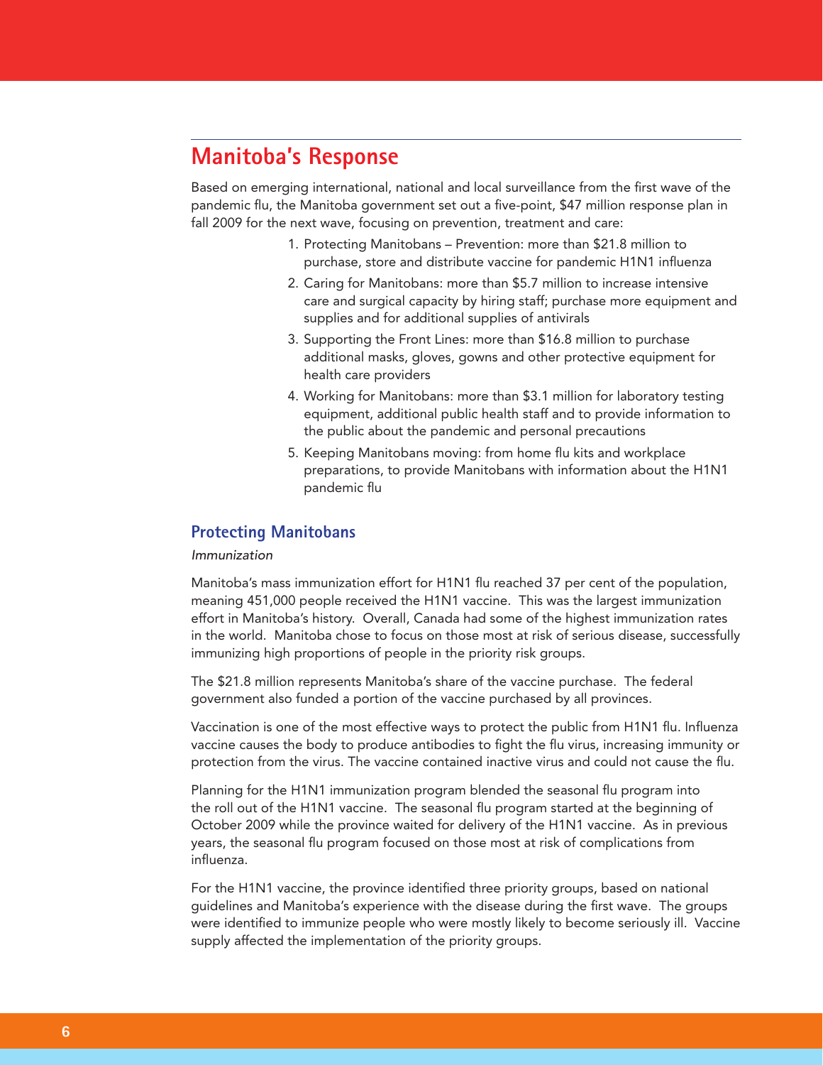## Manitoba's Response

Based on emerging international, national and local surveillance from the first wave of the pandemic flu, the Manitoba government set out a five-point, $47 million response plan in fall 2009 for the next wave, focusing on prevention, treatment and care:

1. Protecting Manitobans – Prevention: more than $21.8 million to purchase, store and distribute vaccine for pandemic H1N1 influenza
2. Caring for Manitobans: more than $5.7 million to increase intensive care and surgical capacity by hiring staff; purchase more equipment and supplies and for additional supplies of antivirals
3. Supporting the Front Lines: more than $16.8 million to purchase additional masks, gloves, gowns and other protective equipment for health care providers
4. Working for Manitobans: more than $3.1 million for laboratory testing equipment, additional public health staff and to provide information to the public about the pandemic and personal precautions
5. Keeping Manitobans moving: from home flu kits and workplace preparations, to provide Manitobans with information about the H1N1 pandemic flu

### Protecting Manitobans

*Immunization*

Manitoba's mass immunization effort for H1N1 flu reached 37 per cent of the population, meaning 451,000 people received the H1N1 vaccine. This was the largest immunization effort in Manitoba's history. Overall, Canada had some of the highest immunization rates in the world. Manitoba chose to focus on those most at risk of serious disease, successfully immunizing high proportions of people in the priority risk groups.

The $21.8 million represents Manitoba's share of the vaccine purchase. The federal government also funded a portion of the vaccine purchased by all provinces.

Vaccination is one of the most effective ways to protect the public from H1N1 flu. Influenza vaccine causes the body to produce antibodies to fight the flu virus, increasing immunity or protection from the virus. The vaccine contained inactive virus and could not cause the flu.

Planning for the H1N1 immunization program blended the seasonal flu program into the roll out of the H1N1 vaccine. The seasonal flu program started at the beginning of October 2009 while the province waited for delivery of the H1N1 vaccine. As in previous years, the seasonal flu program focused on those most at risk of complications from influenza.

For the H1N1 vaccine, the province identified three priority groups, based on national guidelines and Manitoba's experience with the disease during the first wave. The groups were identified to immunize people who were mostly likely to become seriously ill. Vaccine supply affected the implementation of the priority groups.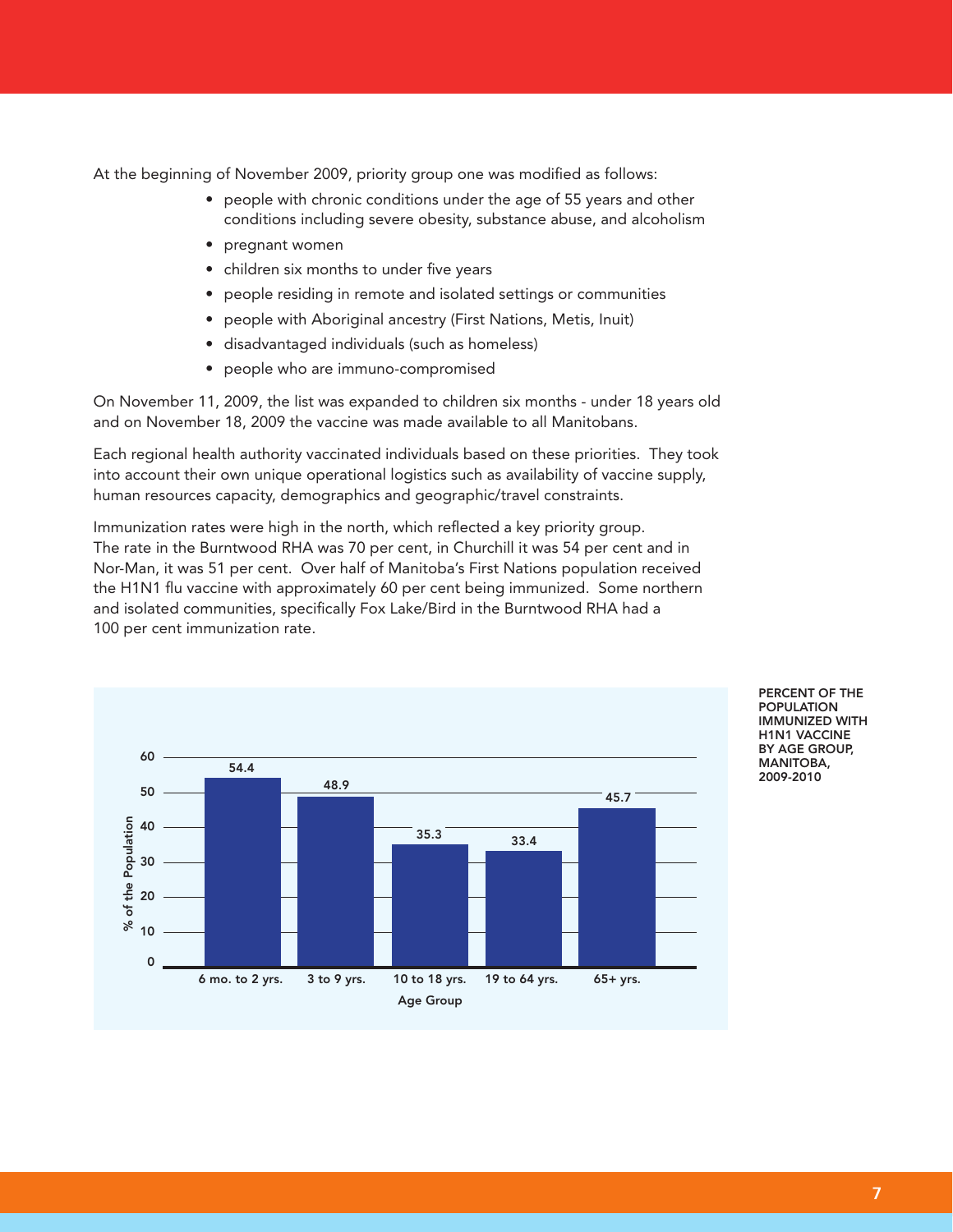At the beginning of November 2009, priority group one was modified as follows:

- people with chronic conditions under the age of 55 years and other conditions including severe obesity, substance abuse, and alcoholism
- pregnant women
- children six months to under five years
- people residing in remote and isolated settings or communities
- people with Aboriginal ancestry (First Nations, Metis, Inuit)
- disadvantaged individuals (such as homeless)
- people who are immuno-compromised

On November 11, 2009, the list was expanded to children six months - under 18 years old and on November 18, 2009 the vaccine was made available to all Manitobans.

Each regional health authority vaccinated individuals based on these priorities. They took into account their own unique operational logistics such as availability of vaccine supply, human resources capacity, demographics and geographic/travel constraints.

Immunization rates were high in the north, which reflected a key priority group. The rate in the Burntwood RHA was 70 per cent, in Churchill it was 54 per cent and in Nor-Man, it was 51 per cent. Over half of Manitoba's First Nations population received the H1N1 flu vaccine with approximately 60 per cent being immunized. Some northern and isolated communities, specifically Fox Lake/Bird in the Burntwood RHA had a 100 per cent immunization rate.

**PERCENT OF THE POPULATION IMMUNIZED WITH H1N1 VACCINE BY AGE GROUP, MANITOBA, 2009-2010**

| Age Group | % of the Population |
|---|---|
| 6 mo. to 2 yrs. | 54.4 |
| 3 to 9 yrs. | 48.9 |
| 10 to 18 yrs. | 35.3 |
| 19 to 64 yrs. | 33.4 |
| 65+ yrs. | 45.7 |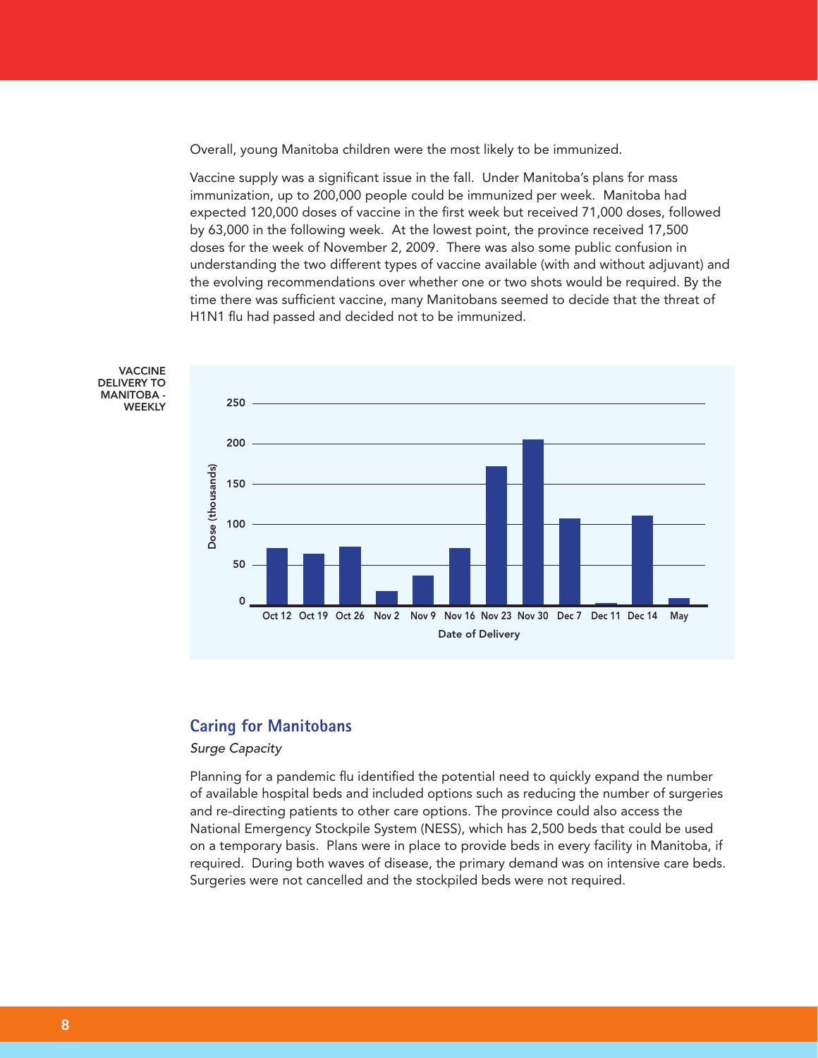Overall, young Manitoba children were the most likely to be immunized.

Vaccine supply was a significant issue in the fall. Under Manitoba's plans for mass immunization, up to 200,000 people could be immunized per week. Manitoba had expected 120,000 doses of vaccine in the first week but received 71,000 doses, followed by 63,000 in the following week. At the lowest point, the province received 17,500 doses for the week of November 2, 2009. There was also some public confusion in understanding the two different types of vaccine available (with and without adjuvant) and the evolving recommendations over whether one or two shots would be required. By the time there was sufficient vaccine, many Manitobans seemed to decide that the threat of H1N1 flu had passed and decided not to be immunized.

VACCINE DELIVERY TO MANITOBA - WEEKLY

Dose (thousands)

Date of Delivery

Oct 12, Oct 19, Oct 26, Nov 2, Nov 9, Nov 16, Nov 23, Nov 30, Dec 7, Dec 11, Dec 14, May

## Caring for Manitobans

*Surge Capacity*

Planning for a pandemic flu identified the potential need to quickly expand the number of available hospital beds and included options such as reducing the number of surgeries and re-directing patients to other care options. The province could also access the National Emergency Stockpile System (NESS), which has 2,500 beds that could be used on a temporary basis. Plans were in place to provide beds in every facility in Manitoba, if required. During both waves of disease, the primary demand was on intensive care beds. Surgeries were not cancelled and the stockpiled beds were not required.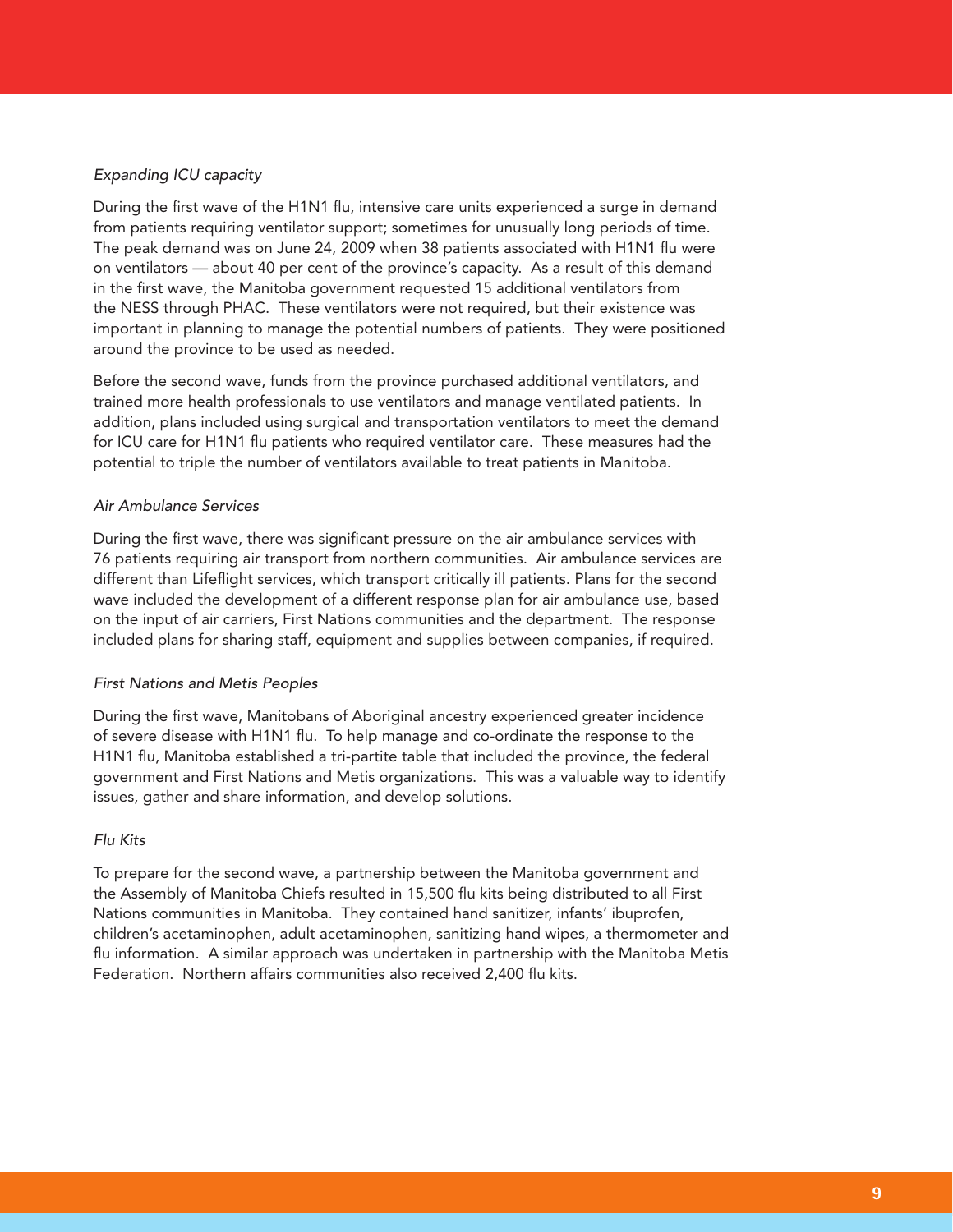*Expanding ICU capacity*

During the first wave of the H1N1 flu, intensive care units experienced a surge in demand from patients requiring ventilator support; sometimes for unusually long periods of time. The peak demand was on June 24, 2009 when 38 patients associated with H1N1 flu were on ventilators — about 40 per cent of the province's capacity. As a result of this demand in the first wave, the Manitoba government requested 15 additional ventilators from the NESS through PHAC. These ventilators were not required, but their existence was important in planning to manage the potential numbers of patients. They were positioned around the province to be used as needed.

Before the second wave, funds from the province purchased additional ventilators, and trained more health professionals to use ventilators and manage ventilated patients. In addition, plans included using surgical and transportation ventilators to meet the demand for ICU care for H1N1 flu patients who required ventilator care. These measures had the potential to triple the number of ventilators available to treat patients in Manitoba.

*Air Ambulance Services*

During the first wave, there was significant pressure on the air ambulance services with 76 patients requiring air transport from northern communities. Air ambulance services are different than Lifeflight services, which transport critically ill patients. Plans for the second wave included the development of a different response plan for air ambulance use, based on the input of air carriers, First Nations communities and the department. The response included plans for sharing staff, equipment and supplies between companies, if required.

*First Nations and Metis Peoples*

During the first wave, Manitobans of Aboriginal ancestry experienced greater incidence of severe disease with H1N1 flu. To help manage and co-ordinate the response to the H1N1 flu, Manitoba established a tri-partite table that included the province, the federal government and First Nations and Metis organizations. This was a valuable way to identify issues, gather and share information, and develop solutions.

*Flu Kits*

To prepare for the second wave, a partnership between the Manitoba government and the Assembly of Manitoba Chiefs resulted in 15,500 flu kits being distributed to all First Nations communities in Manitoba. They contained hand sanitizer, infants' ibuprofen, children's acetaminophen, adult acetaminophen, sanitizing hand wipes, a thermometer and flu information. A similar approach was undertaken in partnership with the Manitoba Metis Federation. Northern affairs communities also received 2,400 flu kits.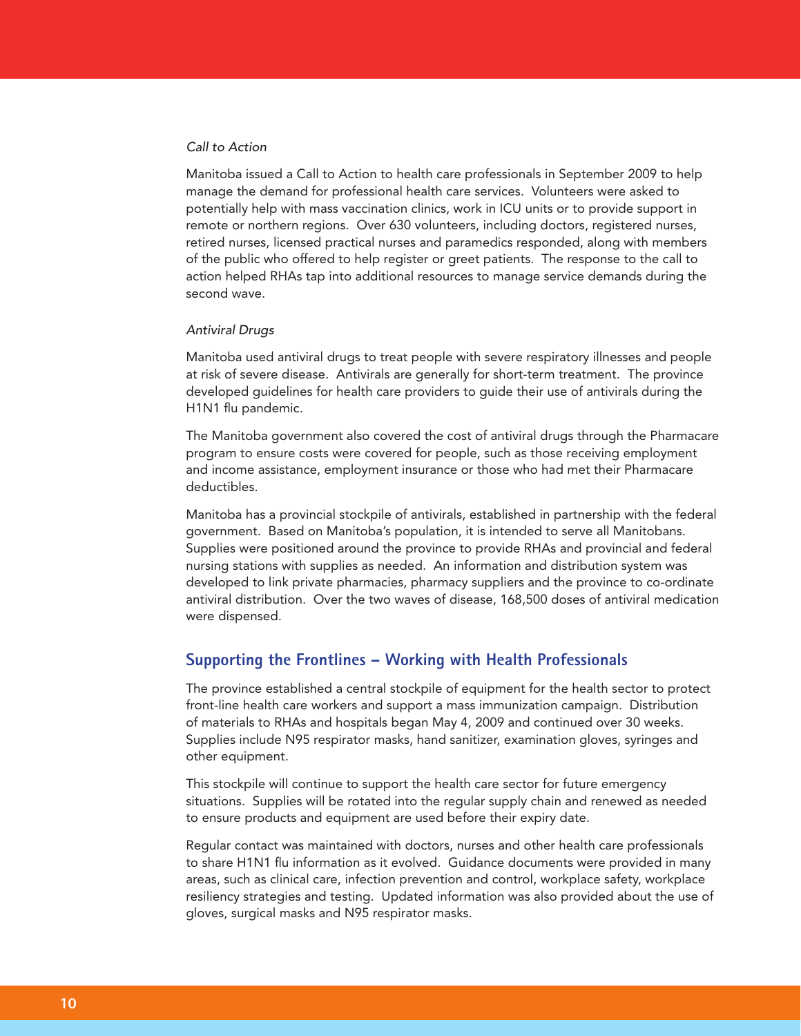*Call to Action*

Manitoba issued a Call to Action to health care professionals in September 2009 to help manage the demand for professional health care services. Volunteers were asked to potentially help with mass vaccination clinics, work in ICU units or to provide support in remote or northern regions. Over 630 volunteers, including doctors, registered nurses, retired nurses, licensed practical nurses and paramedics responded, along with members of the public who offered to help register or greet patients. The response to the call to action helped RHAs tap into additional resources to manage service demands during the second wave.

*Antiviral Drugs*

Manitoba used antiviral drugs to treat people with severe respiratory illnesses and people at risk of severe disease. Antivirals are generally for short-term treatment. The province developed guidelines for health care providers to guide their use of antivirals during the H1N1 flu pandemic.

The Manitoba government also covered the cost of antiviral drugs through the Pharmacare program to ensure costs were covered for people, such as those receiving employment and income assistance, employment insurance or those who had met their Pharmacare deductibles.

Manitoba has a provincial stockpile of antivirals, established in partnership with the federal government. Based on Manitoba's population, it is intended to serve all Manitobans. Supplies were positioned around the province to provide RHAs and provincial and federal nursing stations with supplies as needed. An information and distribution system was developed to link private pharmacies, pharmacy suppliers and the province to co-ordinate antiviral distribution. Over the two waves of disease, 168,500 doses of antiviral medication were dispensed.

## Supporting the Frontlines – Working with Health Professionals

The province established a central stockpile of equipment for the health sector to protect front-line health care workers and support a mass immunization campaign. Distribution of materials to RHAs and hospitals began May 4, 2009 and continued over 30 weeks. Supplies include N95 respirator masks, hand sanitizer, examination gloves, syringes and other equipment.

This stockpile will continue to support the health care sector for future emergency situations. Supplies will be rotated into the regular supply chain and renewed as needed to ensure products and equipment are used before their expiry date.

Regular contact was maintained with doctors, nurses and other health care professionals to share H1N1 flu information as it evolved. Guidance documents were provided in many areas, such as clinical care, infection prevention and control, workplace safety, workplace resiliency strategies and testing. Updated information was also provided about the use of gloves, surgical masks and N95 respirator masks.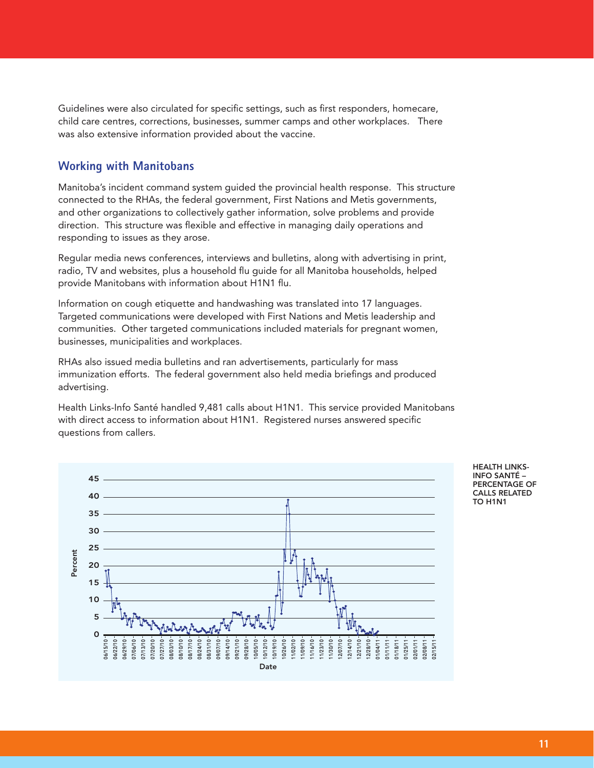Guidelines were also circulated for specific settings, such as first responders, homecare, child care centres, corrections, businesses, summer camps and other workplaces. There was also extensive information provided about the vaccine.

## Working with Manitobans

Manitoba's incident command system guided the provincial health response. This structure connected to the RHAs, the federal government, First Nations and Metis governments, and other organizations to collectively gather information, solve problems and provide direction. This structure was flexible and effective in managing daily operations and responding to issues as they arose.

Regular media news conferences, interviews and bulletins, along with advertising in print, radio, TV and websites, plus a household flu guide for all Manitoba households, helped provide Manitobans with information about H1N1 flu.

Information on cough etiquette and handwashing was translated into 17 languages. Targeted communications were developed with First Nations and Metis leadership and communities. Other targeted communications included materials for pregnant women, businesses, municipalities and workplaces.

RHAs also issued media bulletins and ran advertisements, particularly for mass immunization efforts. The federal government also held media briefings and produced advertising.

Health Links-Info Santé handled 9,481 calls about H1N1. This service provided Manitobans with direct access to information about H1N1. Registered nurses answered specific questions from callers.

HEALTH LINKS-INFO SANTÉ – PERCENTAGE OF CALLS RELATED TO H1N1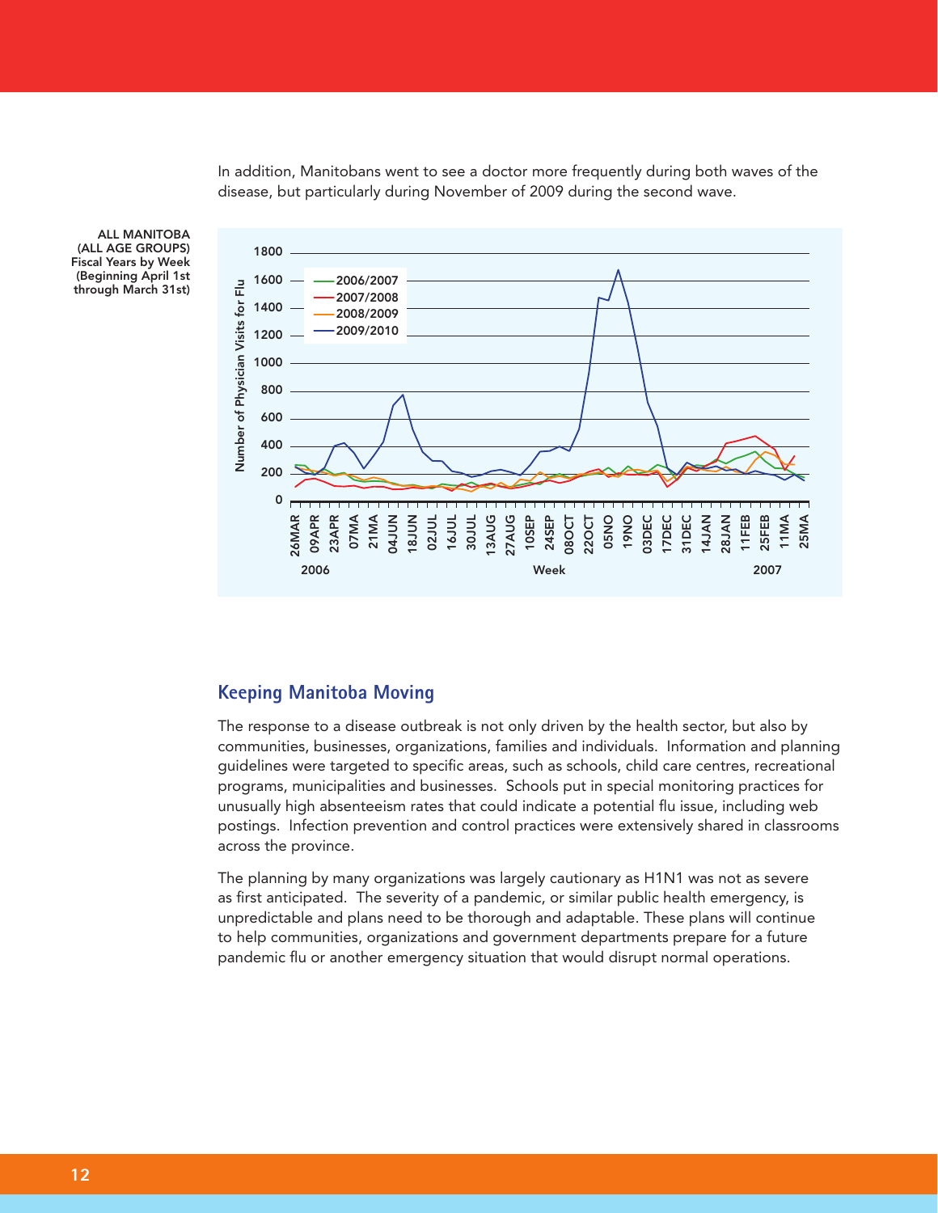In addition, Manitobans went to see a doctor more frequently during both waves of the disease, but particularly during November of 2009 during the second wave.

**ALL MANITOBA (ALL AGE GROUPS) Fiscal Years by Week (Beginning April 1st through March 31st)**

## Keeping Manitoba Moving

The response to a disease outbreak is not only driven by the health sector, but also by communities, businesses, organizations, families and individuals. Information and planning guidelines were targeted to specific areas, such as schools, child care centres, recreational programs, municipalities and businesses. Schools put in special monitoring practices for unusually high absenteeism rates that could indicate a potential flu issue, including web postings. Infection prevention and control practices were extensively shared in classrooms across the province.

The planning by many organizations was largely cautionary as H1N1 was not as severe as first anticipated. The severity of a pandemic, or similar public health emergency, is unpredictable and plans need to be thorough and adaptable. These plans will continue to help communities, organizations and government departments prepare for a future pandemic flu or another emergency situation that would disrupt normal operations.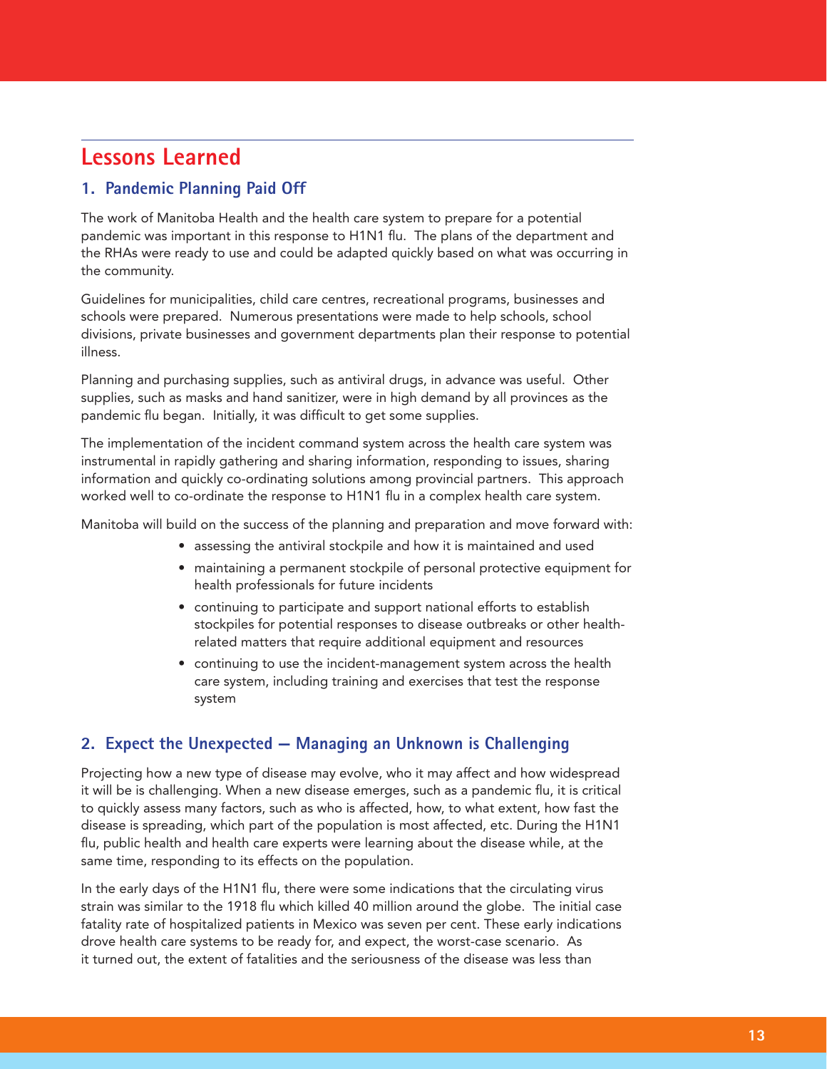# Lessons Learned

## 1. Pandemic Planning Paid Off

The work of Manitoba Health and the health care system to prepare for a potential pandemic was important in this response to H1N1 flu. The plans of the department and the RHAs were ready to use and could be adapted quickly based on what was occurring in the community.

Guidelines for municipalities, child care centres, recreational programs, businesses and schools were prepared. Numerous presentations were made to help schools, school divisions, private businesses and government departments plan their response to potential illness.

Planning and purchasing supplies, such as antiviral drugs, in advance was useful. Other supplies, such as masks and hand sanitizer, were in high demand by all provinces as the pandemic flu began. Initially, it was difficult to get some supplies.

The implementation of the incident command system across the health care system was instrumental in rapidly gathering and sharing information, responding to issues, sharing information and quickly co-ordinating solutions among provincial partners. This approach worked well to co-ordinate the response to H1N1 flu in a complex health care system.

Manitoba will build on the success of the planning and preparation and move forward with:

- assessing the antiviral stockpile and how it is maintained and used
- maintaining a permanent stockpile of personal protective equipment for health professionals for future incidents
- continuing to participate and support national efforts to establish stockpiles for potential responses to disease outbreaks or other health-related matters that require additional equipment and resources
- continuing to use the incident-management system across the health care system, including training and exercises that test the response system

## 2. Expect the Unexpected – Managing an Unknown is Challenging

Projecting how a new type of disease may evolve, who it may affect and how widespread it will be is challenging. When a new disease emerges, such as a pandemic flu, it is critical to quickly assess many factors, such as who is affected, how, to what extent, how fast the disease is spreading, which part of the population is most affected, etc. During the H1N1 flu, public health and health care experts were learning about the disease while, at the same time, responding to its effects on the population.

In the early days of the H1N1 flu, there were some indications that the circulating virus strain was similar to the 1918 flu which killed 40 million around the globe. The initial case fatality rate of hospitalized patients in Mexico was seven per cent. These early indications drove health care systems to be ready for, and expect, the worst-case scenario. As it turned out, the extent of fatalities and the seriousness of the disease was less than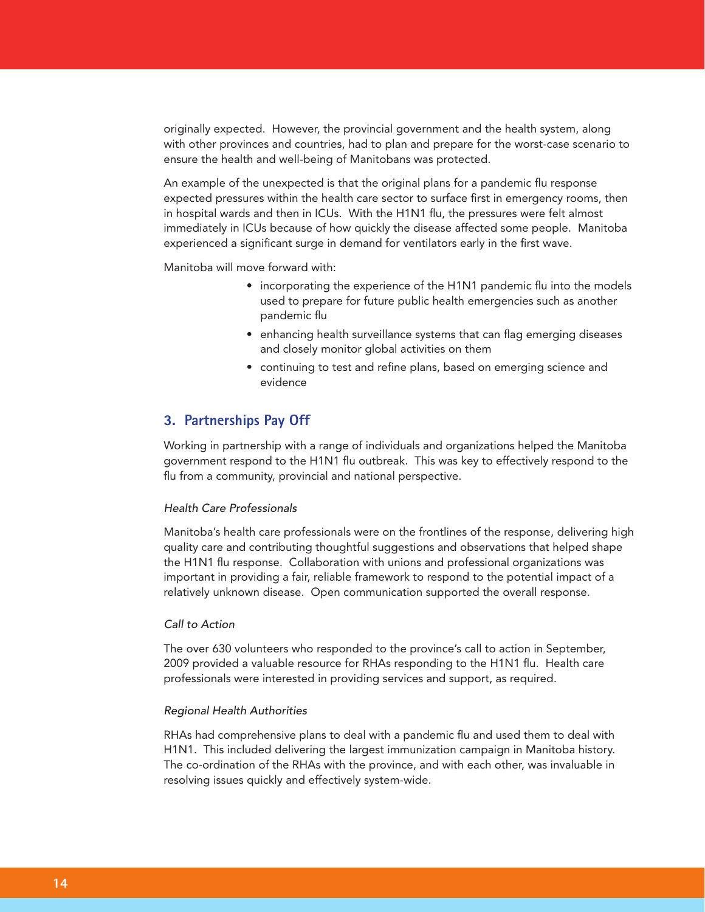originally expected. However, the provincial government and the health system, along with other provinces and countries, had to plan and prepare for the worst-case scenario to ensure the health and well-being of Manitobans was protected.

An example of the unexpected is that the original plans for a pandemic flu response expected pressures within the health care sector to surface first in emergency rooms, then in hospital wards and then in ICUs. With the H1N1 flu, the pressures were felt almost immediately in ICUs because of how quickly the disease affected some people. Manitoba experienced a significant surge in demand for ventilators early in the first wave.

Manitoba will move forward with:

- incorporating the experience of the H1N1 pandemic flu into the models used to prepare for future public health emergencies such as another pandemic flu
- enhancing health surveillance systems that can flag emerging diseases and closely monitor global activities on them
- continuing to test and refine plans, based on emerging science and evidence

## 3. Partnerships Pay Off

Working in partnership with a range of individuals and organizations helped the Manitoba government respond to the H1N1 flu outbreak. This was key to effectively respond to the flu from a community, provincial and national perspective.

*Health Care Professionals*

Manitoba's health care professionals were on the frontlines of the response, delivering high quality care and contributing thoughtful suggestions and observations that helped shape the H1N1 flu response. Collaboration with unions and professional organizations was important in providing a fair, reliable framework to respond to the potential impact of a relatively unknown disease. Open communication supported the overall response.

*Call to Action*

The over 630 volunteers who responded to the province's call to action in September, 2009 provided a valuable resource for RHAs responding to the H1N1 flu. Health care professionals were interested in providing services and support, as required.

*Regional Health Authorities*

RHAs had comprehensive plans to deal with a pandemic flu and used them to deal with H1N1. This included delivering the largest immunization campaign in Manitoba history. The co-ordination of the RHAs with the province, and with each other, was invaluable in resolving issues quickly and effectively system-wide.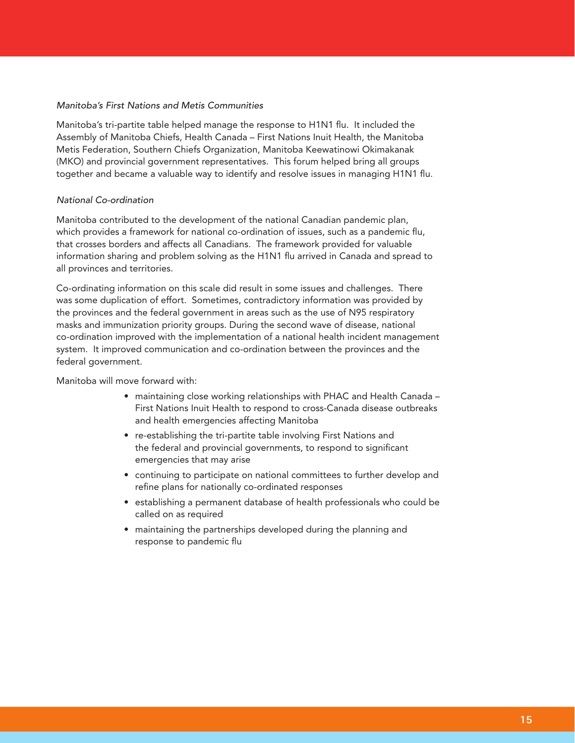*Manitoba's First Nations and Metis Communities*

Manitoba's tri-partite table helped manage the response to H1N1 flu. It included the Assembly of Manitoba Chiefs, Health Canada – First Nations Inuit Health, the Manitoba Metis Federation, Southern Chiefs Organization, Manitoba Keewatinowi Okimakanak (MKO) and provincial government representatives. This forum helped bring all groups together and became a valuable way to identify and resolve issues in managing H1N1 flu.

*National Co-ordination*

Manitoba contributed to the development of the national Canadian pandemic plan, which provides a framework for national co-ordination of issues, such as a pandemic flu, that crosses borders and affects all Canadians. The framework provided for valuable information sharing and problem solving as the H1N1 flu arrived in Canada and spread to all provinces and territories.

Co-ordinating information on this scale did result in some issues and challenges. There was some duplication of effort. Sometimes, contradictory information was provided by the provinces and the federal government in areas such as the use of N95 respiratory masks and immunization priority groups. During the second wave of disease, national co-ordination improved with the implementation of a national health incident management system. It improved communication and co-ordination between the provinces and the federal government.

Manitoba will move forward with:

- maintaining close working relationships with PHAC and Health Canada – First Nations Inuit Health to respond to cross-Canada disease outbreaks and health emergencies affecting Manitoba
- re-establishing the tri-partite table involving First Nations and the federal and provincial governments, to respond to significant emergencies that may arise
- continuing to participate on national committees to further develop and refine plans for nationally co-ordinated responses
- establishing a permanent database of health professionals who could be called on as required
- maintaining the partnerships developed during the planning and response to pandemic flu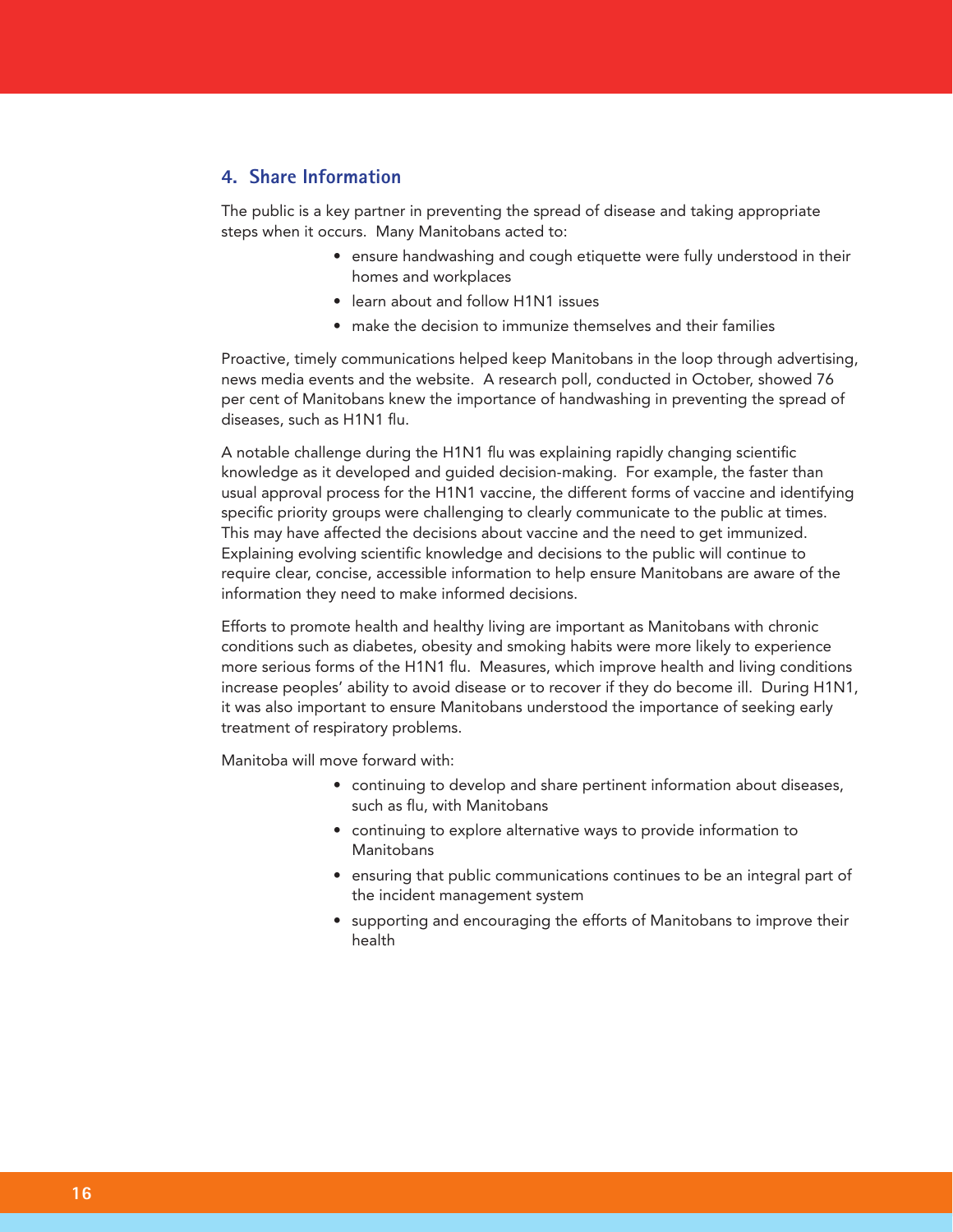## 4. Share Information

The public is a key partner in preventing the spread of disease and taking appropriate steps when it occurs. Many Manitobans acted to:

- ensure handwashing and cough etiquette were fully understood in their homes and workplaces
- learn about and follow H1N1 issues
- make the decision to immunize themselves and their families

Proactive, timely communications helped keep Manitobans in the loop through advertising, news media events and the website. A research poll, conducted in October, showed 76 per cent of Manitobans knew the importance of handwashing in preventing the spread of diseases, such as H1N1 flu.

A notable challenge during the H1N1 flu was explaining rapidly changing scientific knowledge as it developed and guided decision-making. For example, the faster than usual approval process for the H1N1 vaccine, the different forms of vaccine and identifying specific priority groups were challenging to clearly communicate to the public at times. This may have affected the decisions about vaccine and the need to get immunized. Explaining evolving scientific knowledge and decisions to the public will continue to require clear, concise, accessible information to help ensure Manitobans are aware of the information they need to make informed decisions.

Efforts to promote health and healthy living are important as Manitobans with chronic conditions such as diabetes, obesity and smoking habits were more likely to experience more serious forms of the H1N1 flu. Measures, which improve health and living conditions increase peoples' ability to avoid disease or to recover if they do become ill. During H1N1, it was also important to ensure Manitobans understood the importance of seeking early treatment of respiratory problems.

Manitoba will move forward with:

- continuing to develop and share pertinent information about diseases, such as flu, with Manitobans
- continuing to explore alternative ways to provide information to Manitobans
- ensuring that public communications continues to be an integral part of the incident management system
- supporting and encouraging the efforts of Manitobans to improve their health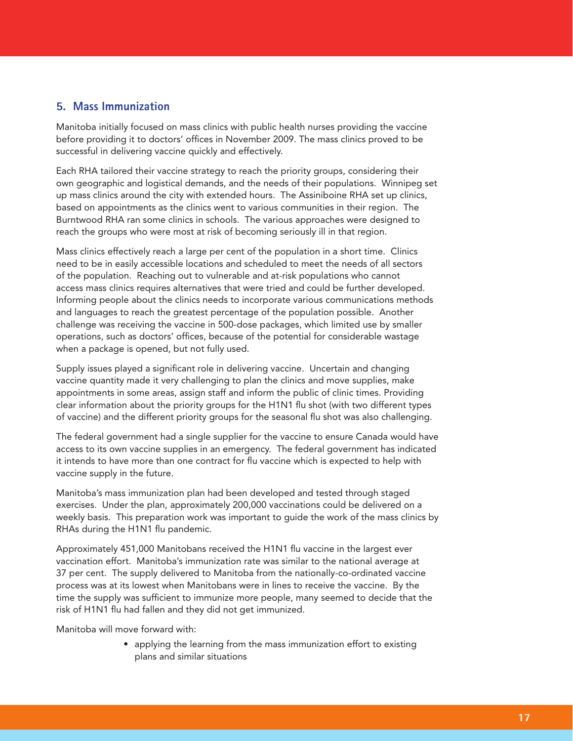## 5. Mass Immunization

Manitoba initially focused on mass clinics with public health nurses providing the vaccine before providing it to doctors' offices in November 2009. The mass clinics proved to be successful in delivering vaccine quickly and effectively.

Each RHA tailored their vaccine strategy to reach the priority groups, considering their own geographic and logistical demands, and the needs of their populations. Winnipeg set up mass clinics around the city with extended hours. The Assiniboine RHA set up clinics, based on appointments as the clinics went to various communities in their region. The Burntwood RHA ran some clinics in schools. The various approaches were designed to reach the groups who were most at risk of becoming seriously ill in that region.

Mass clinics effectively reach a large per cent of the population in a short time. Clinics need to be in easily accessible locations and scheduled to meet the needs of all sectors of the population. Reaching out to vulnerable and at-risk populations who cannot access mass clinics requires alternatives that were tried and could be further developed. Informing people about the clinics needs to incorporate various communications methods and languages to reach the greatest percentage of the population possible. Another challenge was receiving the vaccine in 500-dose packages, which limited use by smaller operations, such as doctors' offices, because of the potential for considerable wastage when a package is opened, but not fully used.

Supply issues played a significant role in delivering vaccine. Uncertain and changing vaccine quantity made it very challenging to plan the clinics and move supplies, make appointments in some areas, assign staff and inform the public of clinic times. Providing clear information about the priority groups for the H1N1 flu shot (with two different types of vaccine) and the different priority groups for the seasonal flu shot was also challenging.

The federal government had a single supplier for the vaccine to ensure Canada would have access to its own vaccine supplies in an emergency. The federal government has indicated it intends to have more than one contract for flu vaccine which is expected to help with vaccine supply in the future.

Manitoba's mass immunization plan had been developed and tested through staged exercises. Under the plan, approximately 200,000 vaccinations could be delivered on a weekly basis. This preparation work was important to guide the work of the mass clinics by RHAs during the H1N1 flu pandemic.

Approximately 451,000 Manitobans received the H1N1 flu vaccine in the largest ever vaccination effort. Manitoba's immunization rate was similar to the national average at 37 per cent. The supply delivered to Manitoba from the nationally-co-ordinated vaccine process was at its lowest when Manitobans were in lines to receive the vaccine. By the time the supply was sufficient to immunize more people, many seemed to decide that the risk of H1N1 flu had fallen and they did not get immunized.

Manitoba will move forward with:

- applying the learning from the mass immunization effort to existing plans and similar situations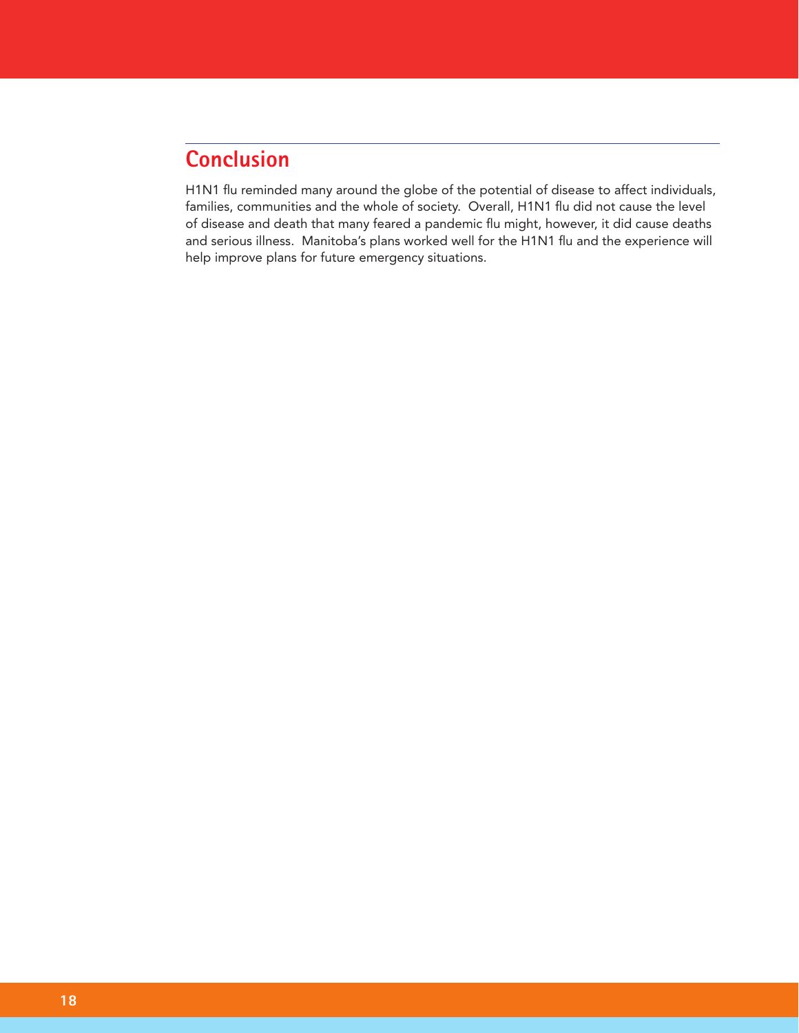## Conclusion

H1N1 flu reminded many around the globe of the potential of disease to affect individuals, families, communities and the whole of society. Overall, H1N1 flu did not cause the level of disease and death that many feared a pandemic flu might, however, it did cause deaths and serious illness. Manitoba's plans worked well for the H1N1 flu and the experience will help improve plans for future emergency situations.